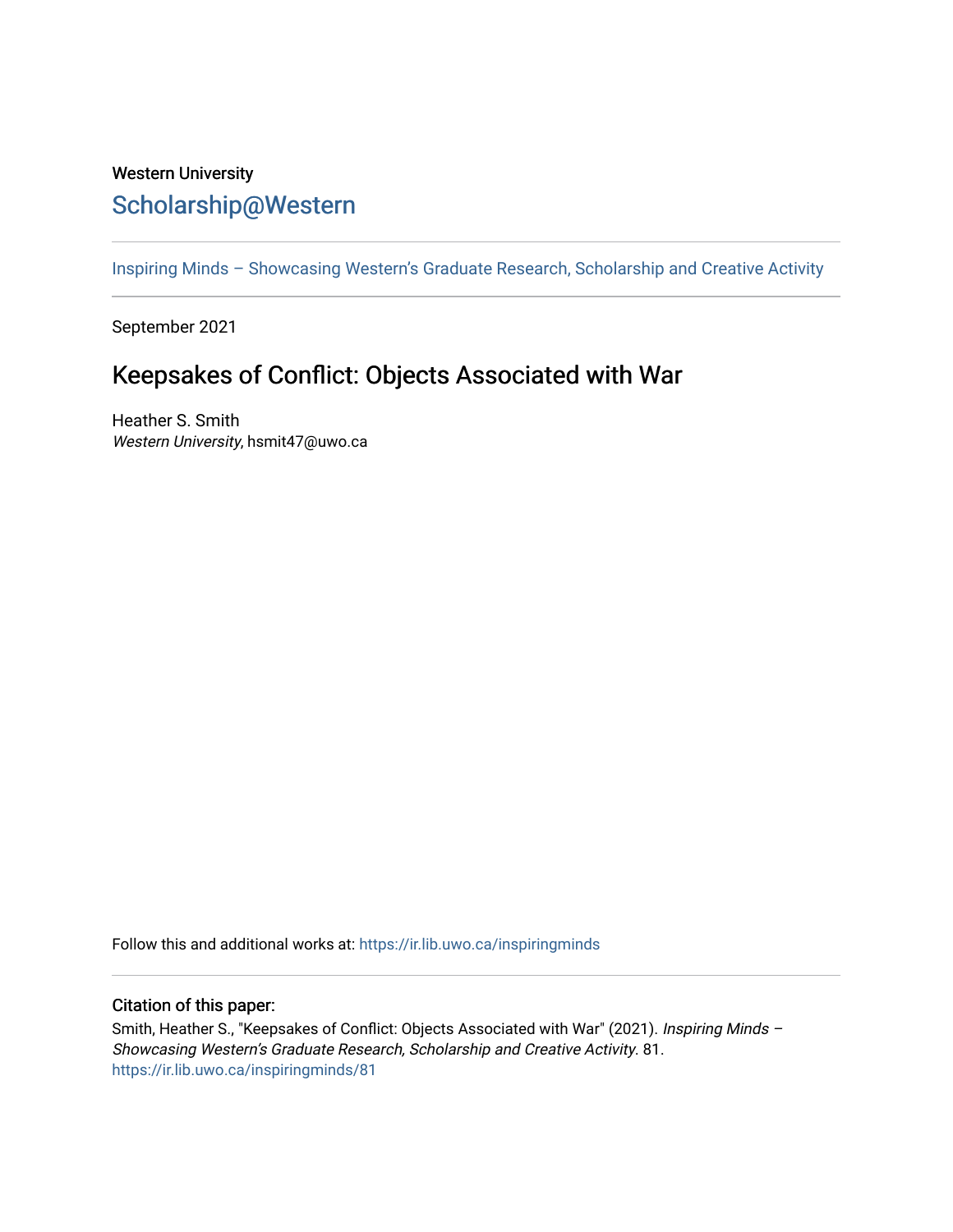Western University

# Scholarship@Western

Inspiring Minds – Showcasing Western's Graduate Research, Scholarship and Creative Activity

September 2021

## Keepsakes of Conflict: Objects Associated with War

Heather S. Smith
*Western University*, hsmit47@uwo.ca

Follow this and additional works at: https://ir.lib.uwo.ca/inspiringminds

### Citation of this paper:

Smith, Heather S., "Keepsakes of Conflict: Objects Associated with War" (2021). *Inspiring Minds – Showcasing Western's Graduate Research, Scholarship and Creative Activity*. 81.
https://ir.lib.uwo.ca/inspiringminds/81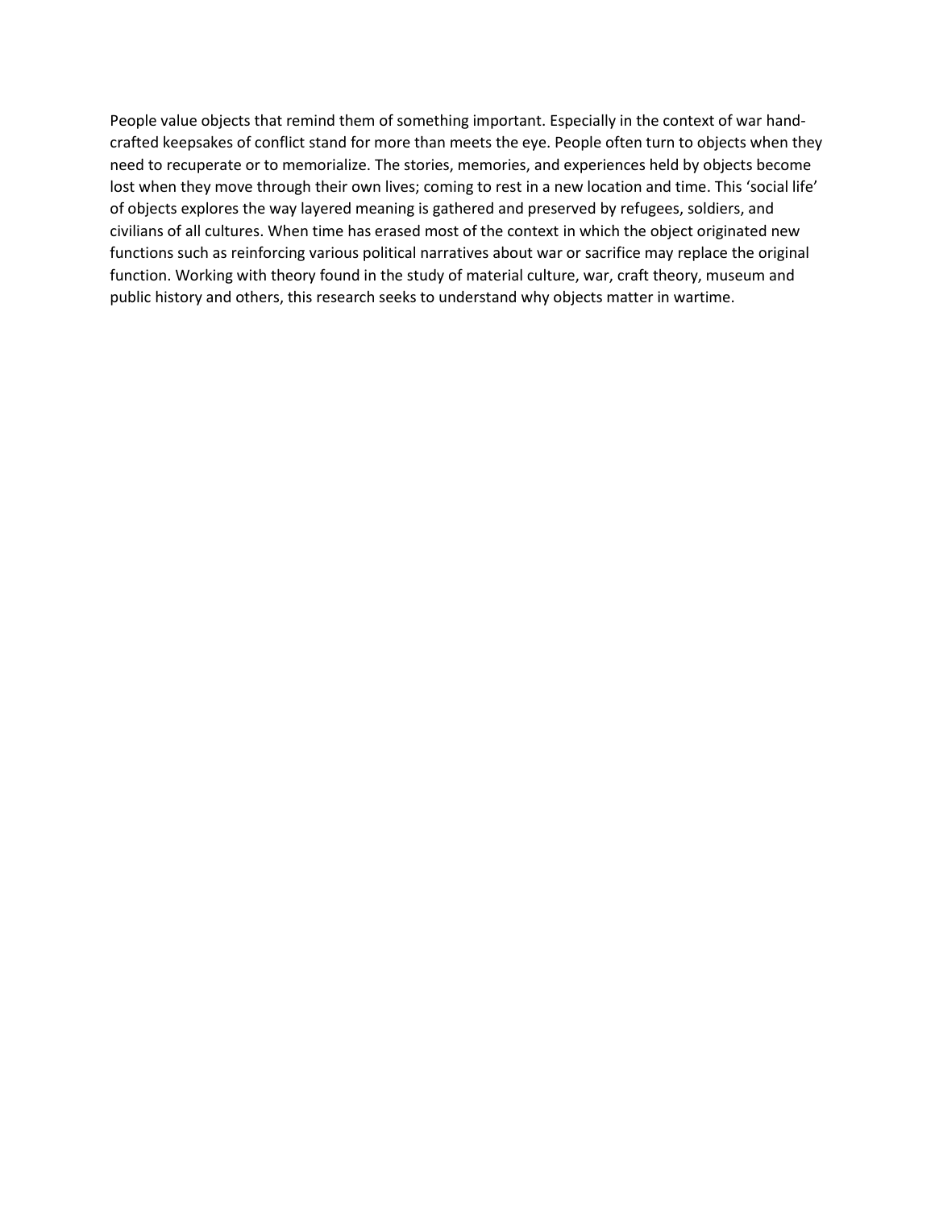People value objects that remind them of something important. Especially in the context of war hand-crafted keepsakes of conflict stand for more than meets the eye. People often turn to objects when they need to recuperate or to memorialize. The stories, memories, and experiences held by objects become lost when they move through their own lives; coming to rest in a new location and time. This 'social life' of objects explores the way layered meaning is gathered and preserved by refugees, soldiers, and civilians of all cultures. When time has erased most of the context in which the object originated new functions such as reinforcing various political narratives about war or sacrifice may replace the original function. Working with theory found in the study of material culture, war, craft theory, museum and public history and others, this research seeks to understand why objects matter in wartime.